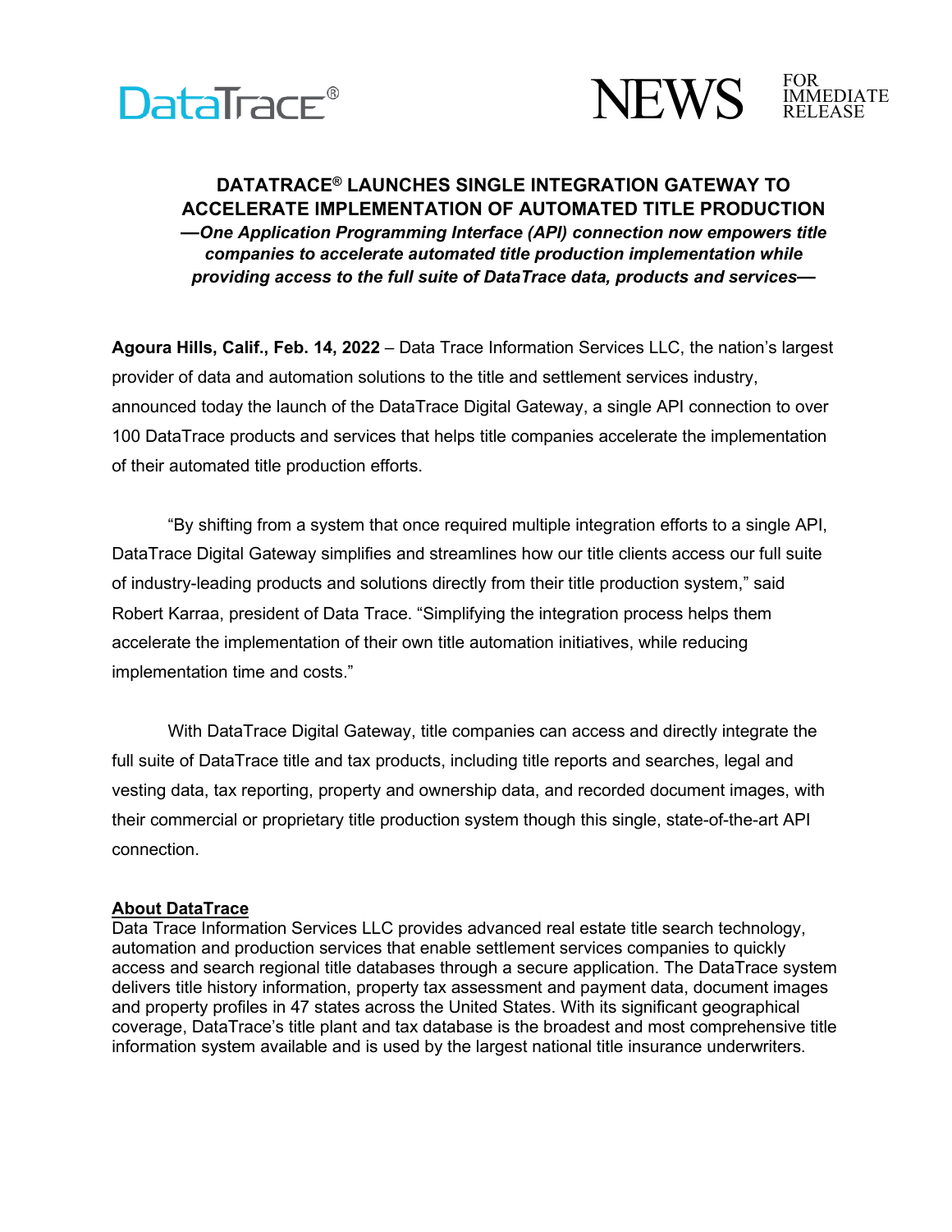DataTrace®

NEWS FOR IMMEDIATE RELEASE

# DATATRACE® LAUNCHES SINGLE INTEGRATION GATEWAY TO ACCELERATE IMPLEMENTATION OF AUTOMATED TITLE PRODUCTION

***—One Application Programming Interface (API) connection now empowers title companies to accelerate automated title production implementation while providing access to the full suite of DataTrace data, products and services—***

**Agoura Hills, Calif., Feb. 14, 2022** – Data Trace Information Services LLC, the nation's largest provider of data and automation solutions to the title and settlement services industry, announced today the launch of the DataTrace Digital Gateway, a single API connection to over 100 DataTrace products and services that helps title companies accelerate the implementation of their automated title production efforts.

"By shifting from a system that once required multiple integration efforts to a single API, DataTrace Digital Gateway simplifies and streamlines how our title clients access our full suite of industry-leading products and solutions directly from their title production system," said Robert Karraa, president of Data Trace. "Simplifying the integration process helps them accelerate the implementation of their own title automation initiatives, while reducing implementation time and costs."

With DataTrace Digital Gateway, title companies can access and directly integrate the full suite of DataTrace title and tax products, including title reports and searches, legal and vesting data, tax reporting, property and ownership data, and recorded document images, with their commercial or proprietary title production system though this single, state-of-the-art API connection.

## About DataTrace

Data Trace Information Services LLC provides advanced real estate title search technology, automation and production services that enable settlement services companies to quickly access and search regional title databases through a secure application. The DataTrace system delivers title history information, property tax assessment and payment data, document images and property profiles in 47 states across the United States. With its significant geographical coverage, DataTrace's title plant and tax database is the broadest and most comprehensive title information system available and is used by the largest national title insurance underwriters.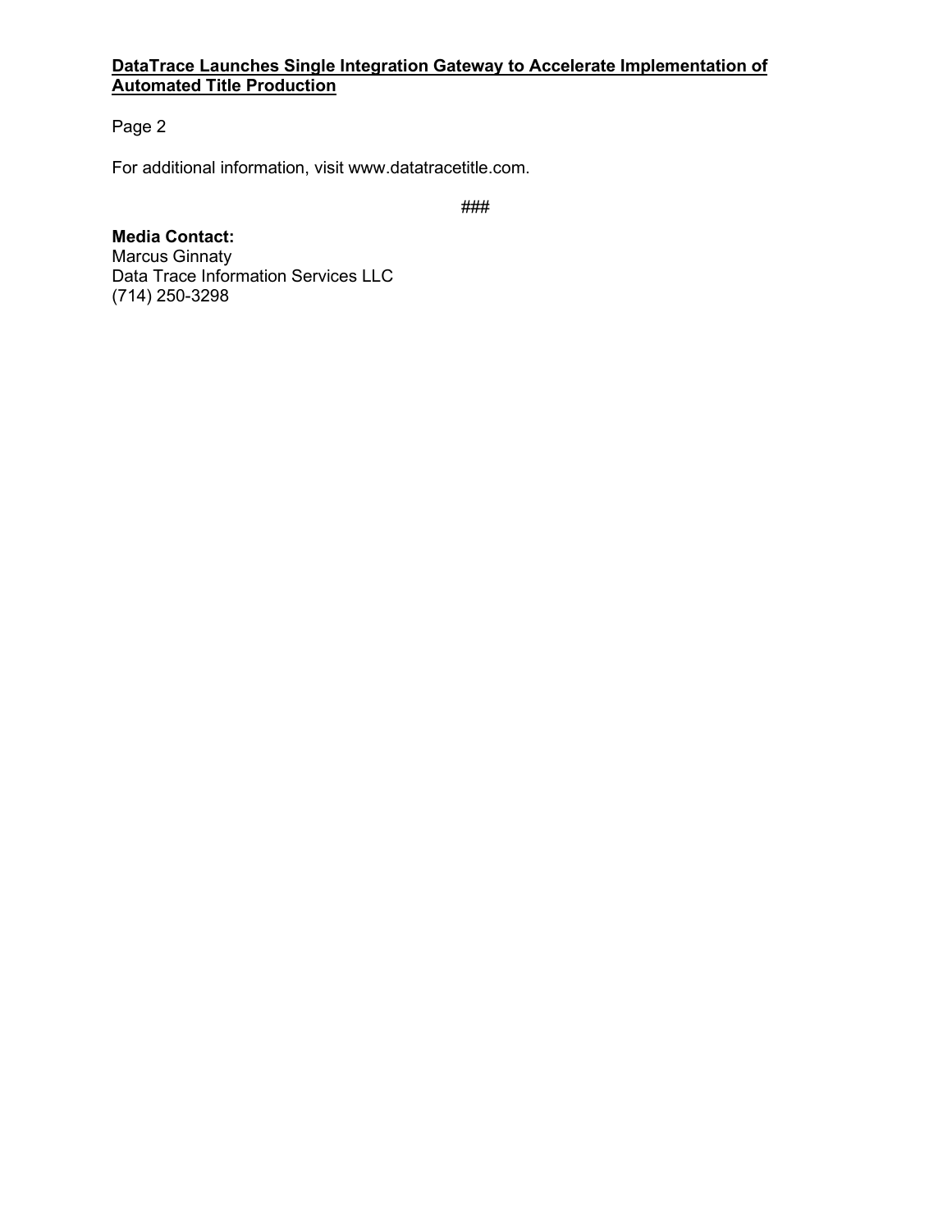For additional information, visit www.datatracetitle.com.

###

**Media Contact:**
Marcus Ginnaty
Data Trace Information Services LLC
(714) 250-3298